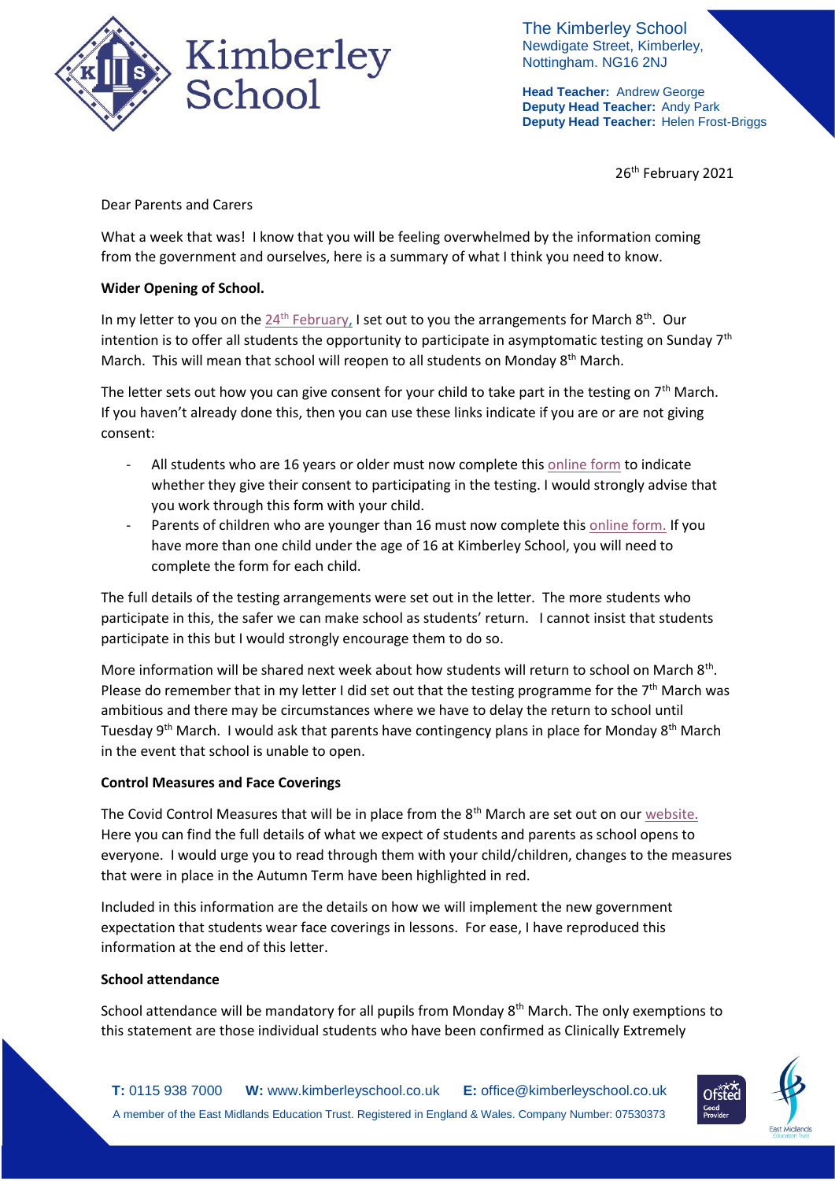The Kimberley School
Newdigate Street, Kimberley,
Nottingham. NG16 2NJ

**Head Teacher:** Andrew George
**Deputy Head Teacher:** Andy Park
**Deputy Head Teacher:** Helen Frost-Briggs

26th February 2021

Dear Parents and Carers

What a week that was! I know that you will be feeling overwhelmed by the information coming from the government and ourselves, here is a summary of what I think you need to know.

**Wider Opening of School.**

In my letter to you on the 24th February, I set out to you the arrangements for March 8th. Our intention is to offer all students the opportunity to participate in asymptomatic testing on Sunday 7th March. This will mean that school will reopen to all students on Monday 8th March.

The letter sets out how you can give consent for your child to take part in the testing on 7th March. If you haven't already done this, then you can use these links indicate if you are or are not giving consent:

- All students who are 16 years or older must now complete this online form to indicate whether they give their consent to participating in the testing. I would strongly advise that you work through this form with your child.
- Parents of children who are younger than 16 must now complete this online form. If you have more than one child under the age of 16 at Kimberley School, you will need to complete the form for each child.

The full details of the testing arrangements were set out in the letter. The more students who participate in this, the safer we can make school as students' return. I cannot insist that students participate in this but I would strongly encourage them to do so.

More information will be shared next week about how students will return to school on March 8th. Please do remember that in my letter I did set out that the testing programme for the 7th March was ambitious and there may be circumstances where we have to delay the return to school until Tuesday 9th March. I would ask that parents have contingency plans in place for Monday 8th March in the event that school is unable to open.

**Control Measures and Face Coverings**

The Covid Control Measures that will be in place from the 8th March are set out on our website. Here you can find the full details of what we expect of students and parents as school opens to everyone. I would urge you to read through them with your child/children, changes to the measures that were in place in the Autumn Term have been highlighted in red.

Included in this information are the details on how we will implement the new government expectation that students wear face coverings in lessons. For ease, I have reproduced this information at the end of this letter.

**School attendance**

School attendance will be mandatory for all pupils from Monday 8th March. The only exemptions to this statement are those individual students who have been confirmed as Clinically Extremely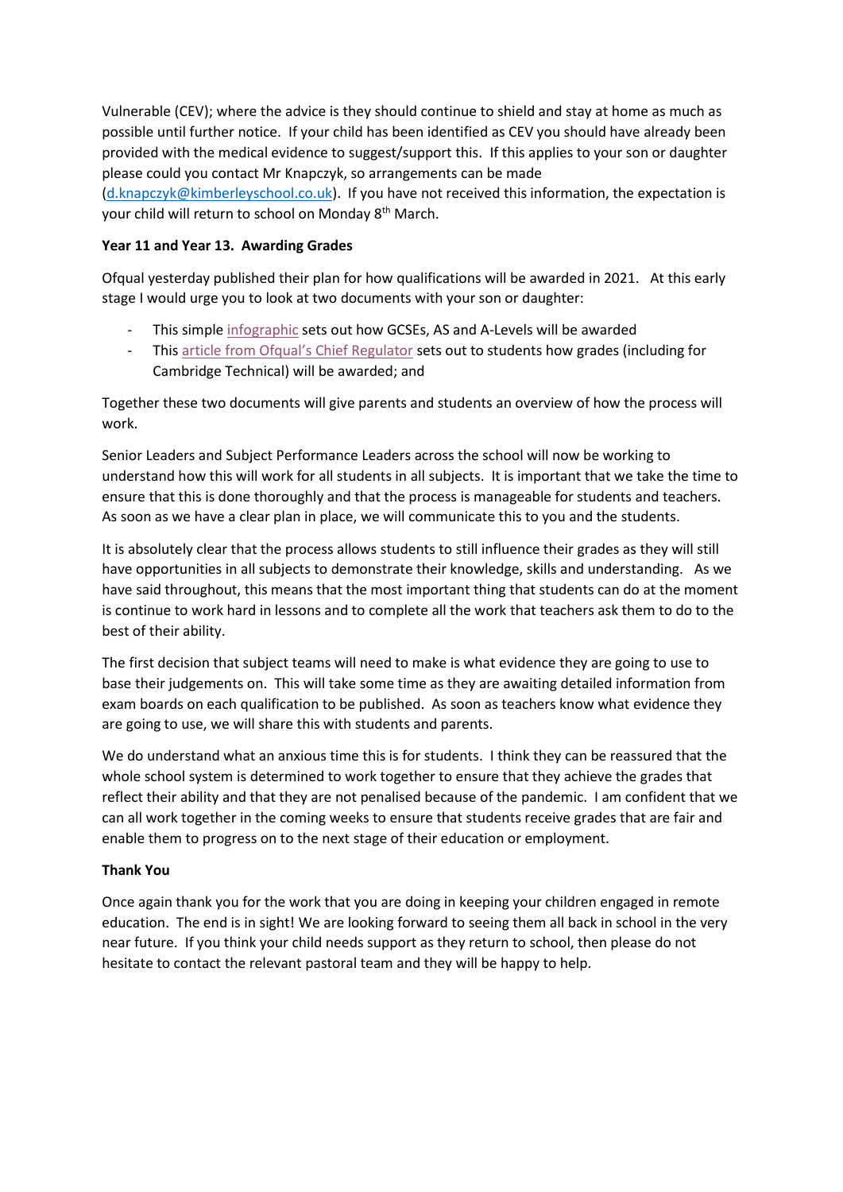Vulnerable (CEV); where the advice is they should continue to shield and stay at home as much as possible until further notice. If your child has been identified as CEV you should have already been provided with the medical evidence to suggest/support this. If this applies to your son or daughter please could you contact Mr Knapczyk, so arrangements can be made (d.knapczyk@kimberleyschool.co.uk). If you have not received this information, the expectation is your child will return to school on Monday 8th March.

**Year 11 and Year 13. Awarding Grades**

Ofqual yesterday published their plan for how qualifications will be awarded in 2021. At this early stage I would urge you to look at two documents with your son or daughter:

- This simple infographic sets out how GCSEs, AS and A-Levels will be awarded
- This article from Ofqual's Chief Regulator sets out to students how grades (including for Cambridge Technical) will be awarded; and

Together these two documents will give parents and students an overview of how the process will work.

Senior Leaders and Subject Performance Leaders across the school will now be working to understand how this will work for all students in all subjects. It is important that we take the time to ensure that this is done thoroughly and that the process is manageable for students and teachers. As soon as we have a clear plan in place, we will communicate this to you and the students.

It is absolutely clear that the process allows students to still influence their grades as they will still have opportunities in all subjects to demonstrate their knowledge, skills and understanding. As we have said throughout, this means that the most important thing that students can do at the moment is continue to work hard in lessons and to complete all the work that teachers ask them to do to the best of their ability.

The first decision that subject teams will need to make is what evidence they are going to use to base their judgements on. This will take some time as they are awaiting detailed information from exam boards on each qualification to be published. As soon as teachers know what evidence they are going to use, we will share this with students and parents.

We do understand what an anxious time this is for students. I think they can be reassured that the whole school system is determined to work together to ensure that they achieve the grades that reflect their ability and that they are not penalised because of the pandemic. I am confident that we can all work together in the coming weeks to ensure that students receive grades that are fair and enable them to progress on to the next stage of their education or employment.

**Thank You**

Once again thank you for the work that you are doing in keeping your children engaged in remote education. The end is in sight! We are looking forward to seeing them all back in school in the very near future. If you think your child needs support as they return to school, then please do not hesitate to contact the relevant pastoral team and they will be happy to help.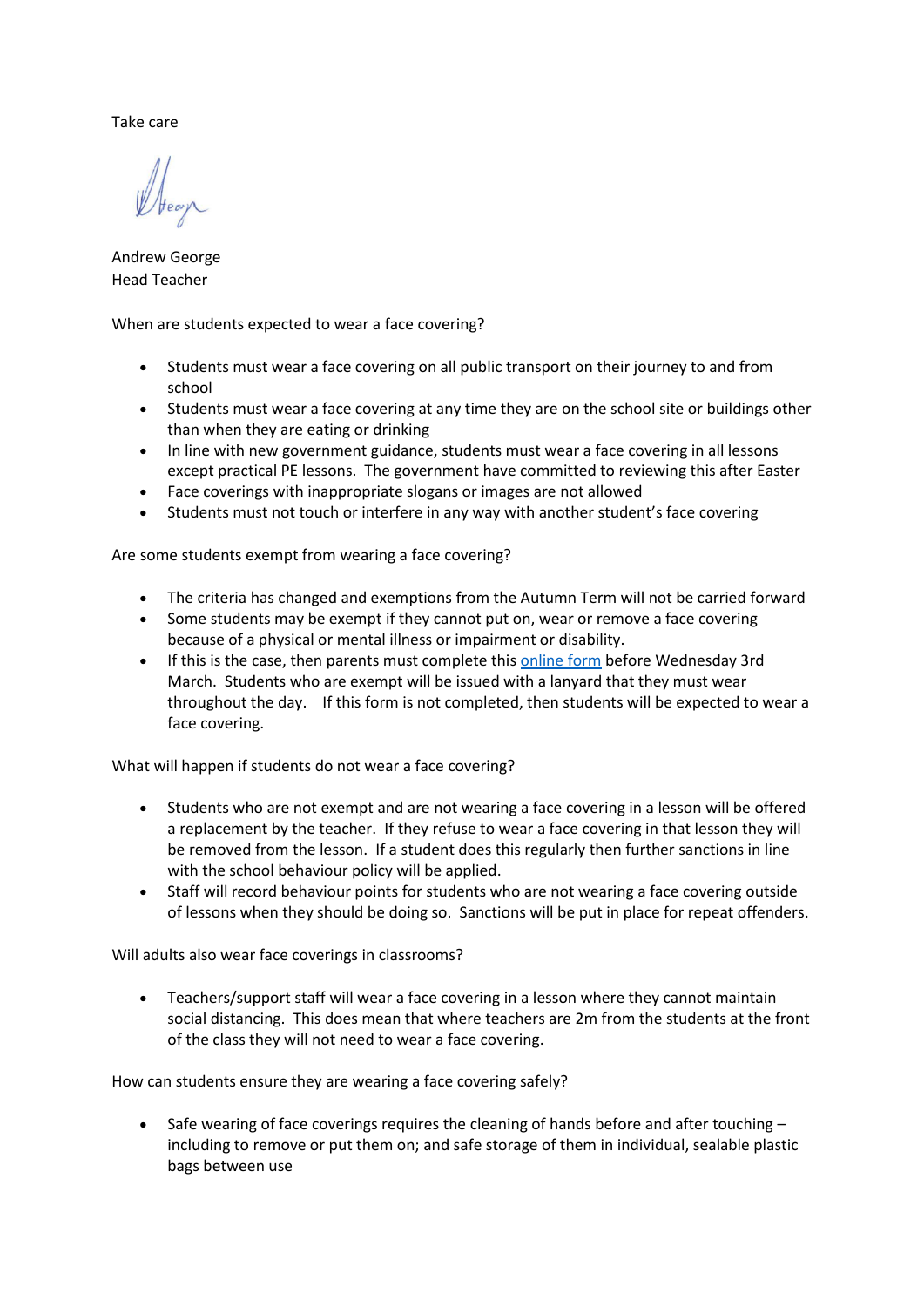Take care

Andrew George
Head Teacher

When are students expected to wear a face covering?

- Students must wear a face covering on all public transport on their journey to and from school
- Students must wear a face covering at any time they are on the school site or buildings other than when they are eating or drinking
- In line with new government guidance, students must wear a face covering in all lessons except practical PE lessons. The government have committed to reviewing this after Easter
- Face coverings with inappropriate slogans or images are not allowed
- Students must not touch or interfere in any way with another student's face covering

Are some students exempt from wearing a face covering?

- The criteria has changed and exemptions from the Autumn Term will not be carried forward
- Some students may be exempt if they cannot put on, wear or remove a face covering because of a physical or mental illness or impairment or disability.
- If this is the case, then parents must complete this online form before Wednesday 3rd March. Students who are exempt will be issued with a lanyard that they must wear throughout the day. If this form is not completed, then students will be expected to wear a face covering.

What will happen if students do not wear a face covering?

- Students who are not exempt and are not wearing a face covering in a lesson will be offered a replacement by the teacher. If they refuse to wear a face covering in that lesson they will be removed from the lesson. If a student does this regularly then further sanctions in line with the school behaviour policy will be applied.
- Staff will record behaviour points for students who are not wearing a face covering outside of lessons when they should be doing so. Sanctions will be put in place for repeat offenders.

Will adults also wear face coverings in classrooms?

- Teachers/support staff will wear a face covering in a lesson where they cannot maintain social distancing. This does mean that where teachers are 2m from the students at the front of the class they will not need to wear a face covering.

How can students ensure they are wearing a face covering safely?

- Safe wearing of face coverings requires the cleaning of hands before and after touching – including to remove or put them on; and safe storage of them in individual, sealable plastic bags between use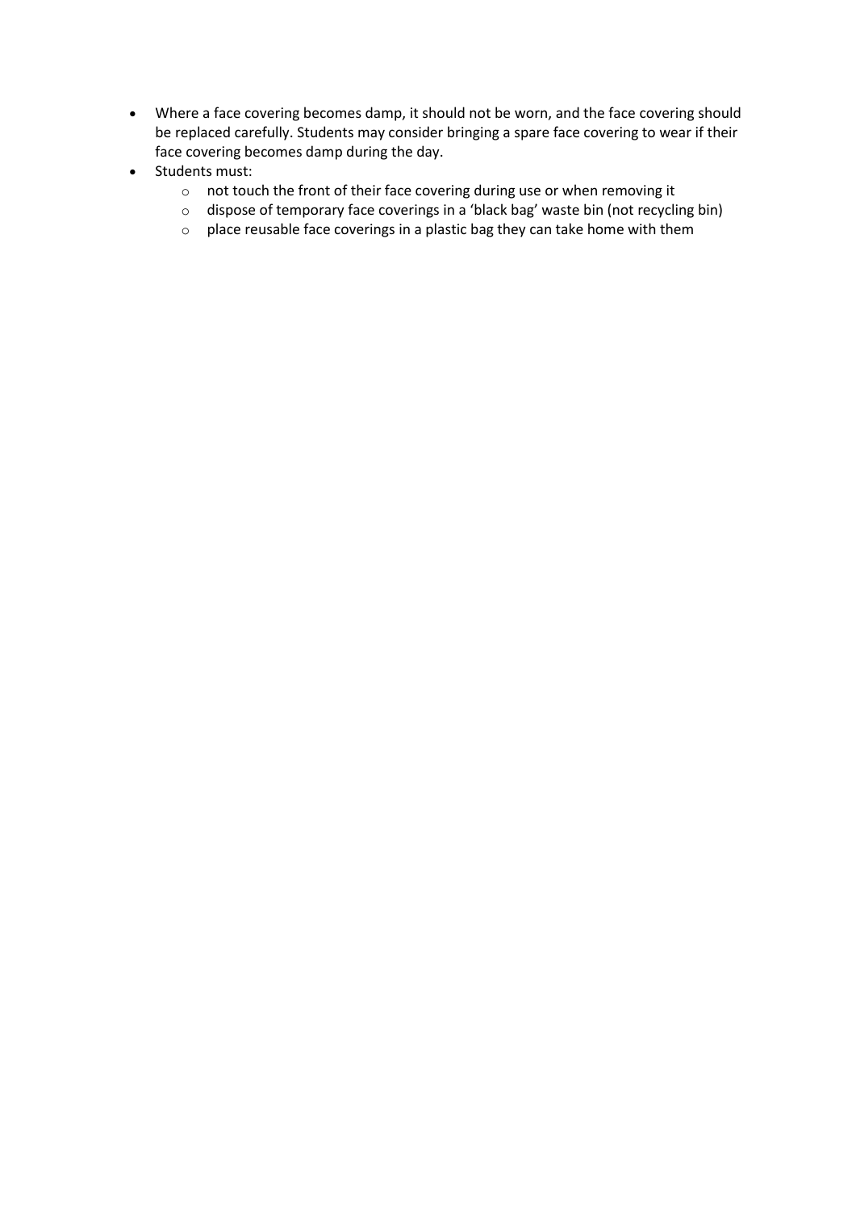- Where a face covering becomes damp, it should not be worn, and the face covering should be replaced carefully. Students may consider bringing a spare face covering to wear if their face covering becomes damp during the day.
- Students must:
  - not touch the front of their face covering during use or when removing it
  - dispose of temporary face coverings in a 'black bag' waste bin (not recycling bin)
  - place reusable face coverings in a plastic bag they can take home with them